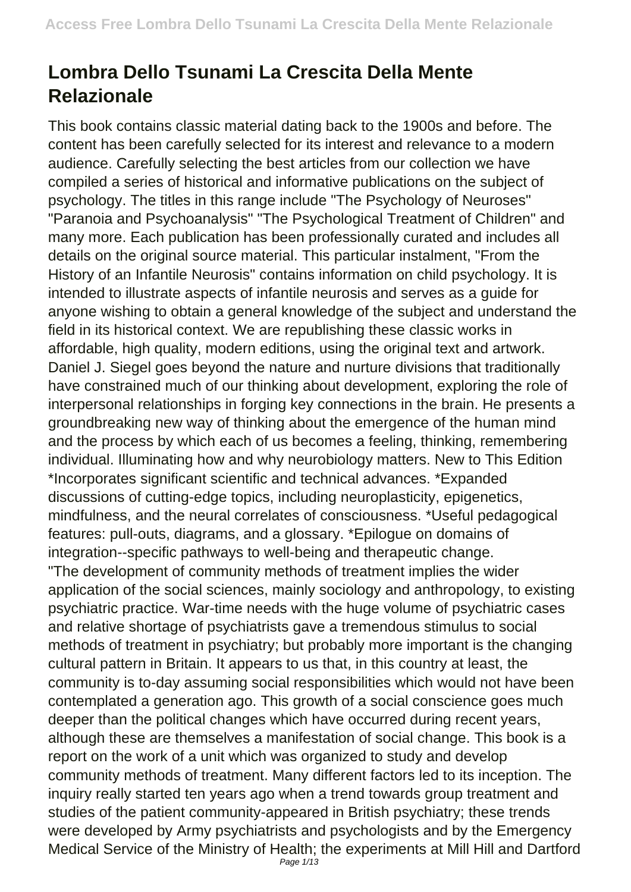# Lombra Dello Tsunami La Crescita Della Mente Relazionale

This book contains classic material dating back to the 1900s and before. The content has been carefully selected for its interest and relevance to a modern audience. Carefully selecting the best articles from our collection we have compiled a series of historical and informative publications on the subject of psychology. The titles in this range include "The Psychology of Neuroses" "Paranoia and Psychoanalysis" "The Psychological Treatment of Children" and many more. Each publication has been professionally curated and includes all details on the original source material. This particular instalment, "From the History of an Infantile Neurosis" contains information on child psychology. It is intended to illustrate aspects of infantile neurosis and serves as a guide for anyone wishing to obtain a general knowledge of the subject and understand the field in its historical context. We are republishing these classic works in affordable, high quality, modern editions, using the original text and artwork.

Daniel J. Siegel goes beyond the nature and nurture divisions that traditionally have constrained much of our thinking about development, exploring the role of interpersonal relationships in forging key connections in the brain. He presents a groundbreaking new way of thinking about the emergence of the human mind and the process by which each of us becomes a feeling, thinking, remembering individual. Illuminating how and why neurobiology matters. New to This Edition *Incorporates significant scientific and technical advances. *Expanded discussions of cutting-edge topics, including neuroplasticity, epigenetics, mindfulness, and the neural correlates of consciousness. *Useful pedagogical features: pull-outs, diagrams, and a glossary. *Epilogue on domains of integration--specific pathways to well-being and therapeutic change.

"The development of community methods of treatment implies the wider application of the social sciences, mainly sociology and anthropology, to existing psychiatric practice. War-time needs with the huge volume of psychiatric cases and relative shortage of psychiatrists gave a tremendous stimulus to social methods of treatment in psychiatry; but probably more important is the changing cultural pattern in Britain. It appears to us that, in this country at least, the community is to-day assuming social responsibilities which would not have been contemplated a generation ago. This growth of a social conscience goes much deeper than the political changes which have occurred during recent years, although these are themselves a manifestation of social change. This book is a report on the work of a unit which was organized to study and develop community methods of treatment. Many different factors led to its inception. The inquiry really started ten years ago when a trend towards group treatment and studies of the patient community-appeared in British psychiatry; these trends were developed by Army psychiatrists and psychologists and by the Emergency Medical Service of the Ministry of Health; the experiments at Mill Hill and Dartford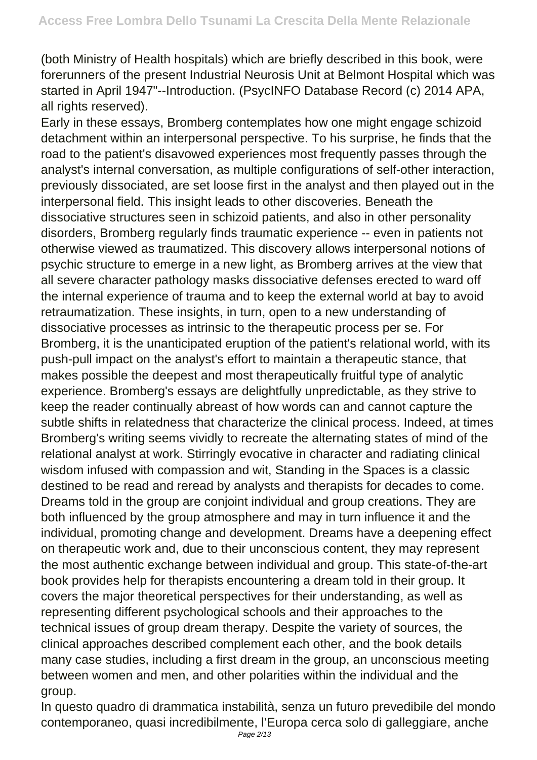(both Ministry of Health hospitals) which are briefly described in this book, were forerunners of the present Industrial Neurosis Unit at Belmont Hospital which was started in April 1947"--Introduction. (PsycINFO Database Record (c) 2014 APA, all rights reserved).

Early in these essays, Bromberg contemplates how one might engage schizoid detachment within an interpersonal perspective. To his surprise, he finds that the road to the patient's disavowed experiences most frequently passes through the analyst's internal conversation, as multiple configurations of self-other interaction, previously dissociated, are set loose first in the analyst and then played out in the interpersonal field. This insight leads to other discoveries. Beneath the dissociative structures seen in schizoid patients, and also in other personality disorders, Bromberg regularly finds traumatic experience -- even in patients not otherwise viewed as traumatized. This discovery allows interpersonal notions of psychic structure to emerge in a new light, as Bromberg arrives at the view that all severe character pathology masks dissociative defenses erected to ward off the internal experience of trauma and to keep the external world at bay to avoid retraumatization. These insights, in turn, open to a new understanding of dissociative processes as intrinsic to the therapeutic process per se. For Bromberg, it is the unanticipated eruption of the patient's relational world, with its push-pull impact on the analyst's effort to maintain a therapeutic stance, that makes possible the deepest and most therapeutically fruitful type of analytic experience. Bromberg's essays are delightfully unpredictable, as they strive to keep the reader continually abreast of how words can and cannot capture the subtle shifts in relatedness that characterize the clinical process. Indeed, at times Bromberg's writing seems vividly to recreate the alternating states of mind of the relational analyst at work. Stirringly evocative in character and radiating clinical wisdom infused with compassion and wit, Standing in the Spaces is a classic destined to be read and reread by analysts and therapists for decades to come.

Dreams told in the group are conjoint individual and group creations. They are both influenced by the group atmosphere and may in turn influence it and the individual, promoting change and development. Dreams have a deepening effect on therapeutic work and, due to their unconscious content, they may represent the most authentic exchange between individual and group. This state-of-the-art book provides help for therapists encountering a dream told in their group. It covers the major theoretical perspectives for their understanding, as well as representing different psychological schools and their approaches to the technical issues of group dream therapy. Despite the variety of sources, the clinical approaches described complement each other, and the book details many case studies, including a first dream in the group, an unconscious meeting between women and men, and other polarities within the individual and the group.

In questo quadro di drammatica instabilità, senza un futuro prevedibile del mondo contemporaneo, quasi incredibilmente, l'Europa cerca solo di galleggiare, anche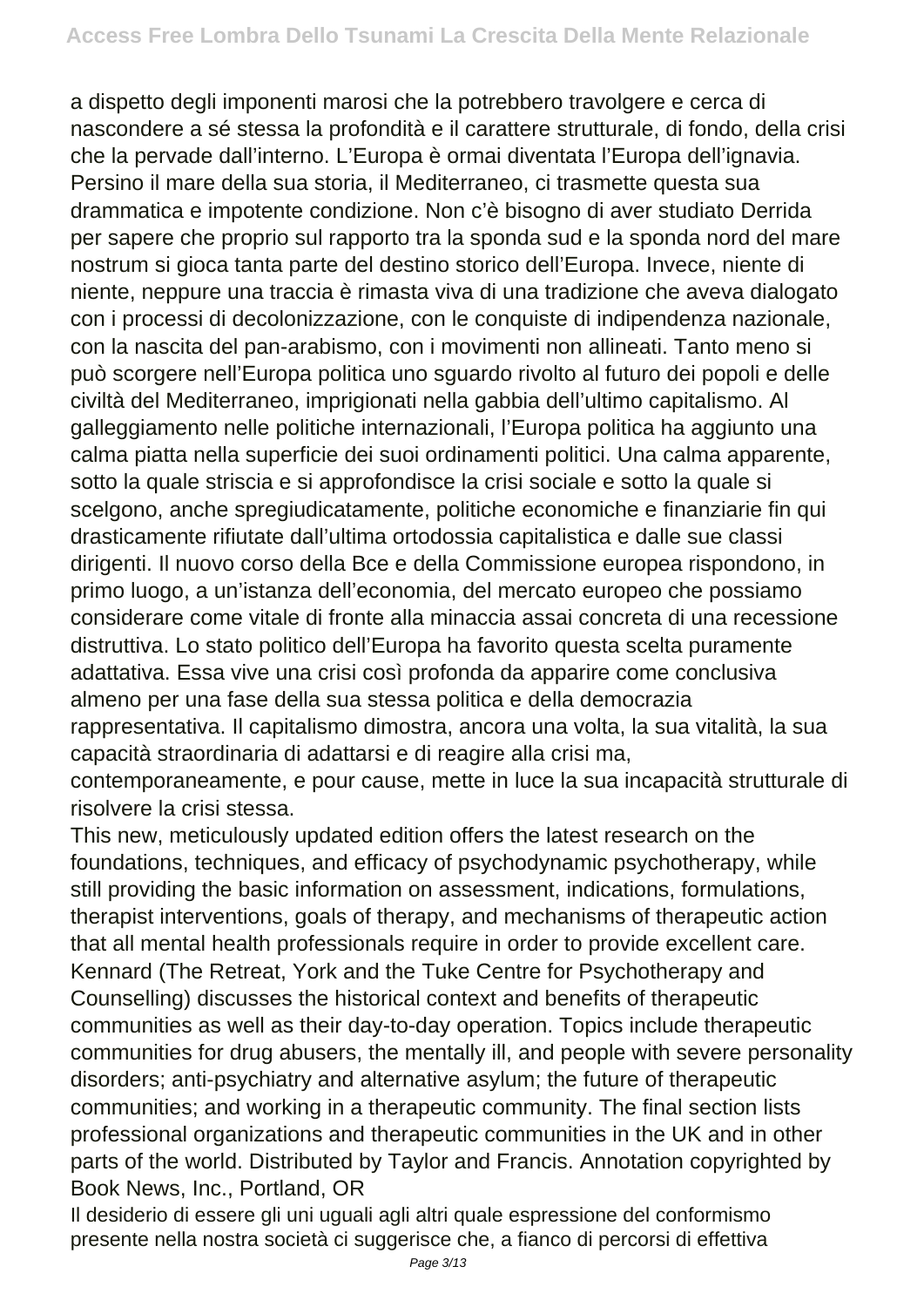a dispetto degli imponenti marosi che la potrebbero travolgere e cerca di nascondere a sé stessa la profondità e il carattere strutturale, di fondo, della crisi che la pervade dall'interno. L'Europa è ormai diventata l'Europa dell'ignavia. Persino il mare della sua storia, il Mediterraneo, ci trasmette questa sua drammatica e impotente condizione. Non c'è bisogno di aver studiato Derrida per sapere che proprio sul rapporto tra la sponda sud e la sponda nord del mare nostrum si gioca tanta parte del destino storico dell'Europa. Invece, niente di niente, neppure una traccia è rimasta viva di una tradizione che aveva dialogato con i processi di decolonizzazione, con le conquiste di indipendenza nazionale, con la nascita del pan-arabismo, con i movimenti non allineati. Tanto meno si può scorgere nell'Europa politica uno sguardo rivolto al futuro dei popoli e delle civiltà del Mediterraneo, imprigionati nella gabbia dell'ultimo capitalismo. Al galleggiamento nelle politiche internazionali, l'Europa politica ha aggiunto una calma piatta nella superficie dei suoi ordinamenti politici. Una calma apparente, sotto la quale striscia e si approfondisce la crisi sociale e sotto la quale si scelgono, anche spregiudicatamente, politiche economiche e finanziarie fin qui drasticamente rifiutate dall'ultima ortodossia capitalistica e dalle sue classi dirigenti. Il nuovo corso della Bce e della Commissione europea rispondono, in primo luogo, a un'istanza dell'economia, del mercato europeo che possiamo considerare come vitale di fronte alla minaccia assai concreta di una recessione distruttiva. Lo stato politico dell'Europa ha favorito questa scelta puramente adattativa. Essa vive una crisi così profonda da apparire come conclusiva almeno per una fase della sua stessa politica e della democrazia rappresentativa. Il capitalismo dimostra, ancora una volta, la sua vitalità, la sua capacità straordinaria di adattarsi e di reagire alla crisi ma, contemporaneamente, e pour cause, mette in luce la sua incapacità strutturale di risolvere la crisi stessa.

This new, meticulously updated edition offers the latest research on the foundations, techniques, and efficacy of psychodynamic psychotherapy, while still providing the basic information on assessment, indications, formulations, therapist interventions, goals of therapy, and mechanisms of therapeutic action that all mental health professionals require in order to provide excellent care. Kennard (The Retreat, York and the Tuke Centre for Psychotherapy and Counselling) discusses the historical context and benefits of therapeutic communities as well as their day-to-day operation. Topics include therapeutic communities for drug abusers, the mentally ill, and people with severe personality disorders; anti-psychiatry and alternative asylum; the future of therapeutic communities; and working in a therapeutic community. The final section lists professional organizations and therapeutic communities in the UK and in other parts of the world. Distributed by Taylor and Francis. Annotation copyrighted by Book News, Inc., Portland, OR

Il desiderio di essere gli uni uguali agli altri quale espressione del conformismo presente nella nostra società ci suggerisce che, a fianco di percorsi di effettiva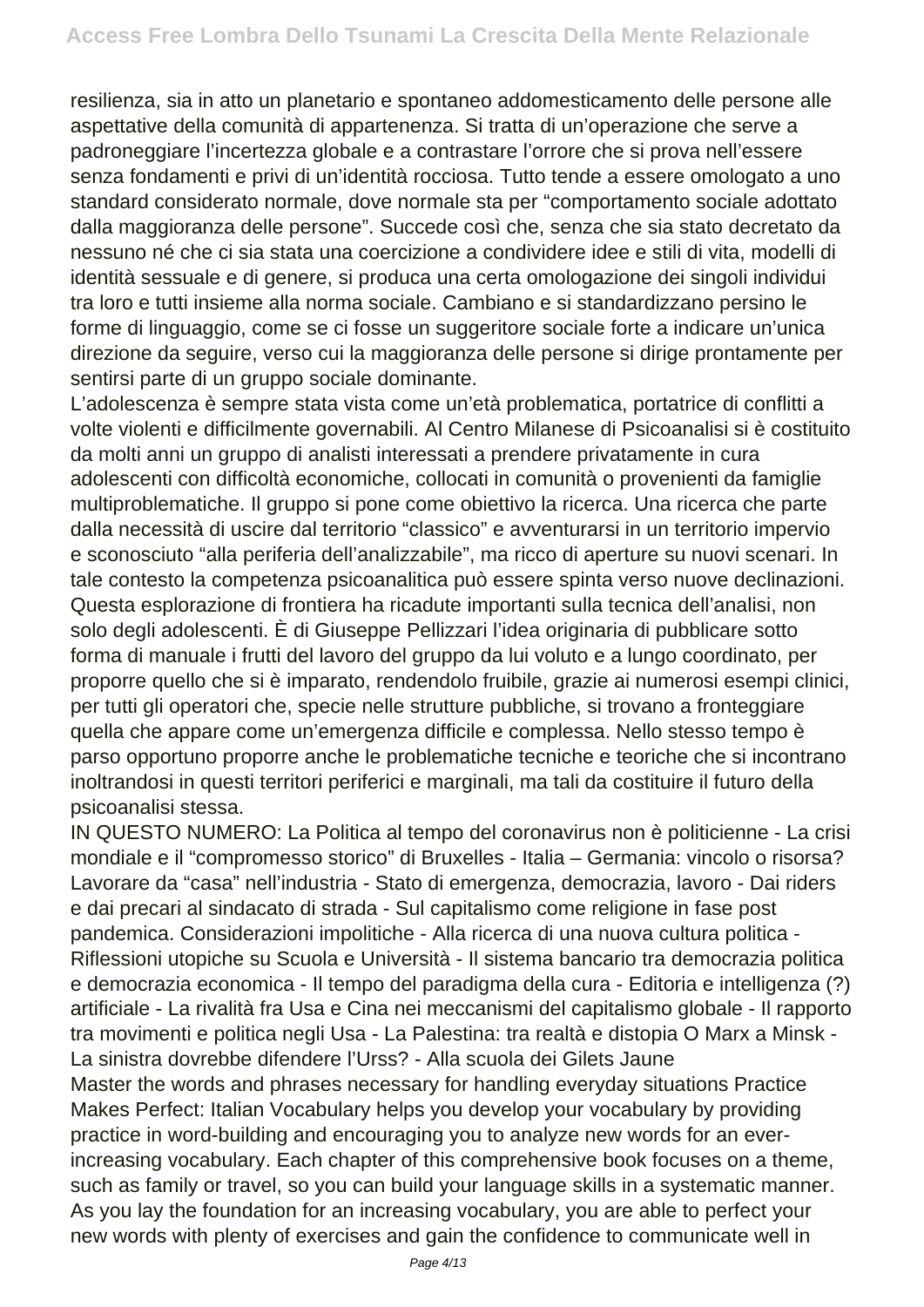resilienza, sia in atto un planetario e spontaneo addomesticamento delle persone alle aspettative della comunità di appartenenza. Si tratta di un'operazione che serve a padroneggiare l'incertezza globale e a contrastare l'orrore che si prova nell'essere senza fondamenti e privi di un'identità rocciosa. Tutto tende a essere omologato a uno standard considerato normale, dove normale sta per "comportamento sociale adottato dalla maggioranza delle persone". Succede così che, senza che sia stato decretato da nessuno né che ci sia stata una coercizione a condividere idee e stili di vita, modelli di identità sessuale e di genere, si produca una certa omologazione dei singoli individui tra loro e tutti insieme alla norma sociale. Cambiano e si standardizzano persino le forme di linguaggio, come se ci fosse un suggeritore sociale forte a indicare un'unica direzione da seguire, verso cui la maggioranza delle persone si dirige prontamente per sentirsi parte di un gruppo sociale dominante.

L'adolescenza è sempre stata vista come un'età problematica, portatrice di conflitti a volte violenti e difficilmente governabili. Al Centro Milanese di Psicoanalisi si è costituito da molti anni un gruppo di analisti interessati a prendere privatamente in cura adolescenti con difficoltà economiche, collocati in comunità o provenienti da famiglie multiproblematiche. Il gruppo si pone come obiettivo la ricerca. Una ricerca che parte dalla necessità di uscire dal territorio "classico" e avventurarsi in un territorio impervio e sconosciuto "alla periferia dell'analizzabile", ma ricco di aperture su nuovi scenari. In tale contesto la competenza psicoanalitica può essere spinta verso nuove declinazioni. Questa esplorazione di frontiera ha ricadute importanti sulla tecnica dell'analisi, non solo degli adolescenti. È di Giuseppe Pellizzari l'idea originaria di pubblicare sotto forma di manuale i frutti del lavoro del gruppo da lui voluto e a lungo coordinato, per proporre quello che si è imparato, rendendolo fruibile, grazie ai numerosi esempi clinici, per tutti gli operatori che, specie nelle strutture pubbliche, si trovano a fronteggiare quella che appare come un'emergenza difficile e complessa. Nello stesso tempo è parso opportuno proporre anche le problematiche tecniche e teoriche che si incontrano inoltrandosi in questi territori periferici e marginali, ma tali da costituire il futuro della psicoanalisi stessa.

IN QUESTO NUMERO: La Politica al tempo del coronavirus non è politicienne - La crisi mondiale e il "compromesso storico" di Bruxelles - Italia – Germania: vincolo o risorsa? Lavorare da "casa" nell'industria - Stato di emergenza, democrazia, lavoro - Dai riders e dai precari al sindacato di strada - Sul capitalismo come religione in fase post pandemica. Considerazioni impolitiche - Alla ricerca di una nuova cultura politica - Riflessioni utopiche su Scuola e Università - Il sistema bancario tra democrazia politica e democrazia economica - Il tempo del paradigma della cura - Editoria e intelligenza (?) artificiale - La rivalità fra Usa e Cina nei meccanismi del capitalismo globale - Il rapporto tra movimenti e politica negli Usa - La Palestina: tra realtà e distopia O Marx a Minsk - La sinistra dovrebbe difendere l'Urss? - Alla scuola dei Gilets Jaune

Master the words and phrases necessary for handling everyday situations Practice Makes Perfect: Italian Vocabulary helps you develop your vocabulary by providing practice in word-building and encouraging you to analyze new words for an ever-increasing vocabulary. Each chapter of this comprehensive book focuses on a theme, such as family or travel, so you can build your language skills in a systematic manner. As you lay the foundation for an increasing vocabulary, you are able to perfect your new words with plenty of exercises and gain the confidence to communicate well in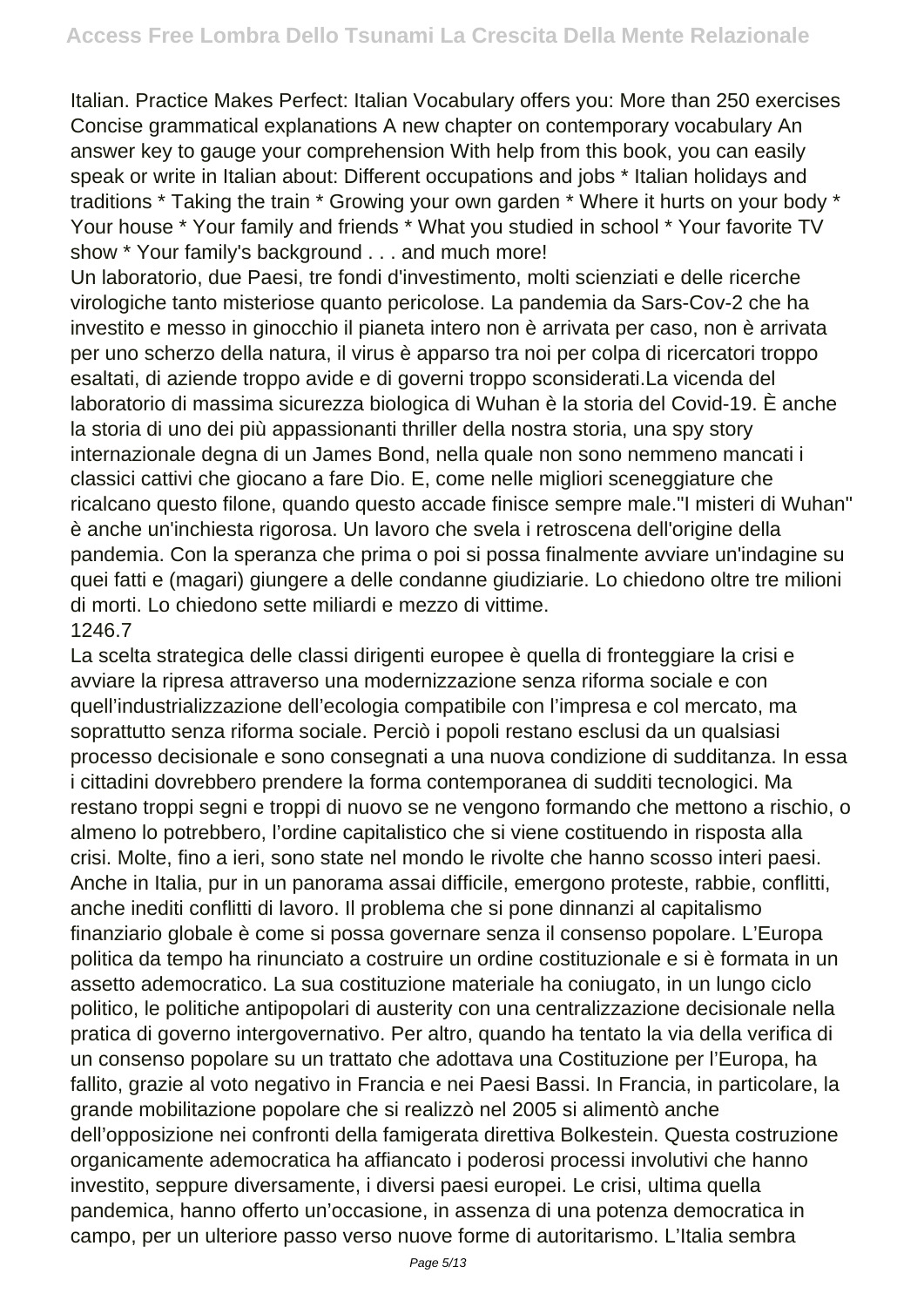Italian. Practice Makes Perfect: Italian Vocabulary offers you: More than 250 exercises Concise grammatical explanations A new chapter on contemporary vocabulary An answer key to gauge your comprehension With help from this book, you can easily speak or write in Italian about: Different occupations and jobs * Italian holidays and traditions * Taking the train * Growing your own garden * Where it hurts on your body * Your house * Your family and friends * What you studied in school * Your favorite TV show * Your family's background . . . and much more!

Un laboratorio, due Paesi, tre fondi d'investimento, molti scienziati e delle ricerche virologiche tanto misteriose quanto pericolose. La pandemia da Sars-Cov-2 che ha investito e messo in ginocchio il pianeta intero non è arrivata per caso, non è arrivata per uno scherzo della natura, il virus è apparso tra noi per colpa di ricercatori troppo esaltati, di aziende troppo avide e di governi troppo sconsiderati.La vicenda del laboratorio di massima sicurezza biologica di Wuhan è la storia del Covid-19. È anche la storia di uno dei più appassionanti thriller della nostra storia, una spy story internazionale degna di un James Bond, nella quale non sono nemmeno mancati i classici cattivi che giocano a fare Dio. E, come nelle migliori sceneggiature che ricalcano questo filone, quando questo accade finisce sempre male."I misteri di Wuhan" è anche un'inchiesta rigorosa. Un lavoro che svela i retroscena dell'origine della pandemia. Con la speranza che prima o poi si possa finalmente avviare un'indagine su quei fatti e (magari) giungere a delle condanne giudiziarie. Lo chiedono oltre tre milioni di morti. Lo chiedono sette miliardi e mezzo di vittime.

1246.7

La scelta strategica delle classi dirigenti europee è quella di fronteggiare la crisi e avviare la ripresa attraverso una modernizzazione senza riforma sociale e con quell'industrializzazione dell'ecologia compatibile con l'impresa e col mercato, ma soprattutto senza riforma sociale. Perciò i popoli restano esclusi da un qualsiasi processo decisionale e sono consegnati a una nuova condizione di sudditanza. In essa i cittadini dovrebbero prendere la forma contemporanea di sudditi tecnologici. Ma restano troppi segni e troppi di nuovo se ne vengono formando che mettono a rischio, o almeno lo potrebbero, l'ordine capitalistico che si viene costituendo in risposta alla crisi. Molte, fino a ieri, sono state nel mondo le rivolte che hanno scosso interi paesi. Anche in Italia, pur in un panorama assai difficile, emergono proteste, rabbie, conflitti, anche inediti conflitti di lavoro. Il problema che si pone dinnanzi al capitalismo finanziario globale è come si possa governare senza il consenso popolare. L'Europa politica da tempo ha rinunciato a costruire un ordine costituzionale e si è formata in un assetto ademocratico. La sua costituzione materiale ha coniugato, in un lungo ciclo politico, le politiche antipopolari di austerity con una centralizzazione decisionale nella pratica di governo intergovernativo. Per altro, quando ha tentato la via della verifica di un consenso popolare su un trattato che adottava una Costituzione per l'Europa, ha fallito, grazie al voto negativo in Francia e nei Paesi Bassi. In Francia, in particolare, la grande mobilitazione popolare che si realizzò nel 2005 si alimentò anche dell'opposizione nei confronti della famigerata direttiva Bolkestein. Questa costruzione organicamente ademocratica ha affiancato i poderosi processi involutivi che hanno investito, seppure diversamente, i diversi paesi europei. Le crisi, ultima quella pandemica, hanno offerto un'occasione, in assenza di una potenza democratica in campo, per un ulteriore passo verso nuove forme di autoritarismo. L'Italia sembra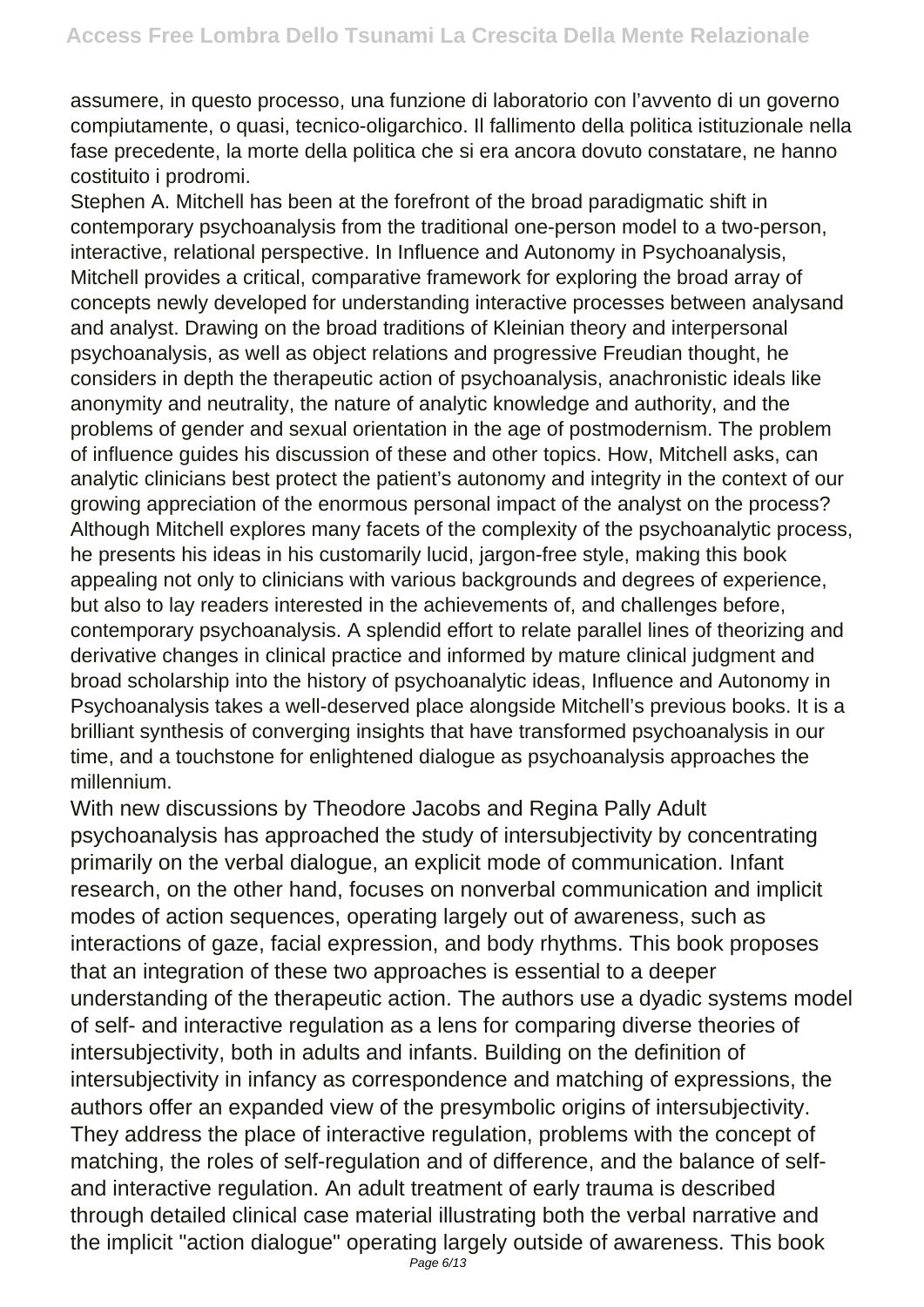assumere, in questo processo, una funzione di laboratorio con l'avvento di un governo compiutamente, o quasi, tecnico-oligarchico. Il fallimento della politica istituzionale nella fase precedente, la morte della politica che si era ancora dovuto constatare, ne hanno costituito i prodromi.

Stephen A. Mitchell has been at the forefront of the broad paradigmatic shift in contemporary psychoanalysis from the traditional one-person model to a two-person, interactive, relational perspective. In Influence and Autonomy in Psychoanalysis, Mitchell provides a critical, comparative framework for exploring the broad array of concepts newly developed for understanding interactive processes between analysand and analyst. Drawing on the broad traditions of Kleinian theory and interpersonal psychoanalysis, as well as object relations and progressive Freudian thought, he considers in depth the therapeutic action of psychoanalysis, anachronistic ideals like anonymity and neutrality, the nature of analytic knowledge and authority, and the problems of gender and sexual orientation in the age of postmodernism. The problem of influence guides his discussion of these and other topics. How, Mitchell asks, can analytic clinicians best protect the patient's autonomy and integrity in the context of our growing appreciation of the enormous personal impact of the analyst on the process? Although Mitchell explores many facets of the complexity of the psychoanalytic process, he presents his ideas in his customarily lucid, jargon-free style, making this book appealing not only to clinicians with various backgrounds and degrees of experience, but also to lay readers interested in the achievements of, and challenges before, contemporary psychoanalysis. A splendid effort to relate parallel lines of theorizing and derivative changes in clinical practice and informed by mature clinical judgment and broad scholarship into the history of psychoanalytic ideas, Influence and Autonomy in Psychoanalysis takes a well-deserved place alongside Mitchell's previous books. It is a brilliant synthesis of converging insights that have transformed psychoanalysis in our time, and a touchstone for enlightened dialogue as psychoanalysis approaches the millennium.

With new discussions by Theodore Jacobs and Regina Pally Adult psychoanalysis has approached the study of intersubjectivity by concentrating primarily on the verbal dialogue, an explicit mode of communication. Infant research, on the other hand, focuses on nonverbal communication and implicit modes of action sequences, operating largely out of awareness, such as interactions of gaze, facial expression, and body rhythms. This book proposes that an integration of these two approaches is essential to a deeper understanding of the therapeutic action. The authors use a dyadic systems model of self- and interactive regulation as a lens for comparing diverse theories of intersubjectivity, both in adults and infants. Building on the definition of intersubjectivity in infancy as correspondence and matching of expressions, the authors offer an expanded view of the presymbolic origins of intersubjectivity. They address the place of interactive regulation, problems with the concept of matching, the roles of self-regulation and of difference, and the balance of self- and interactive regulation. An adult treatment of early trauma is described through detailed clinical case material illustrating both the verbal narrative and the implicit "action dialogue" operating largely outside of awareness. This book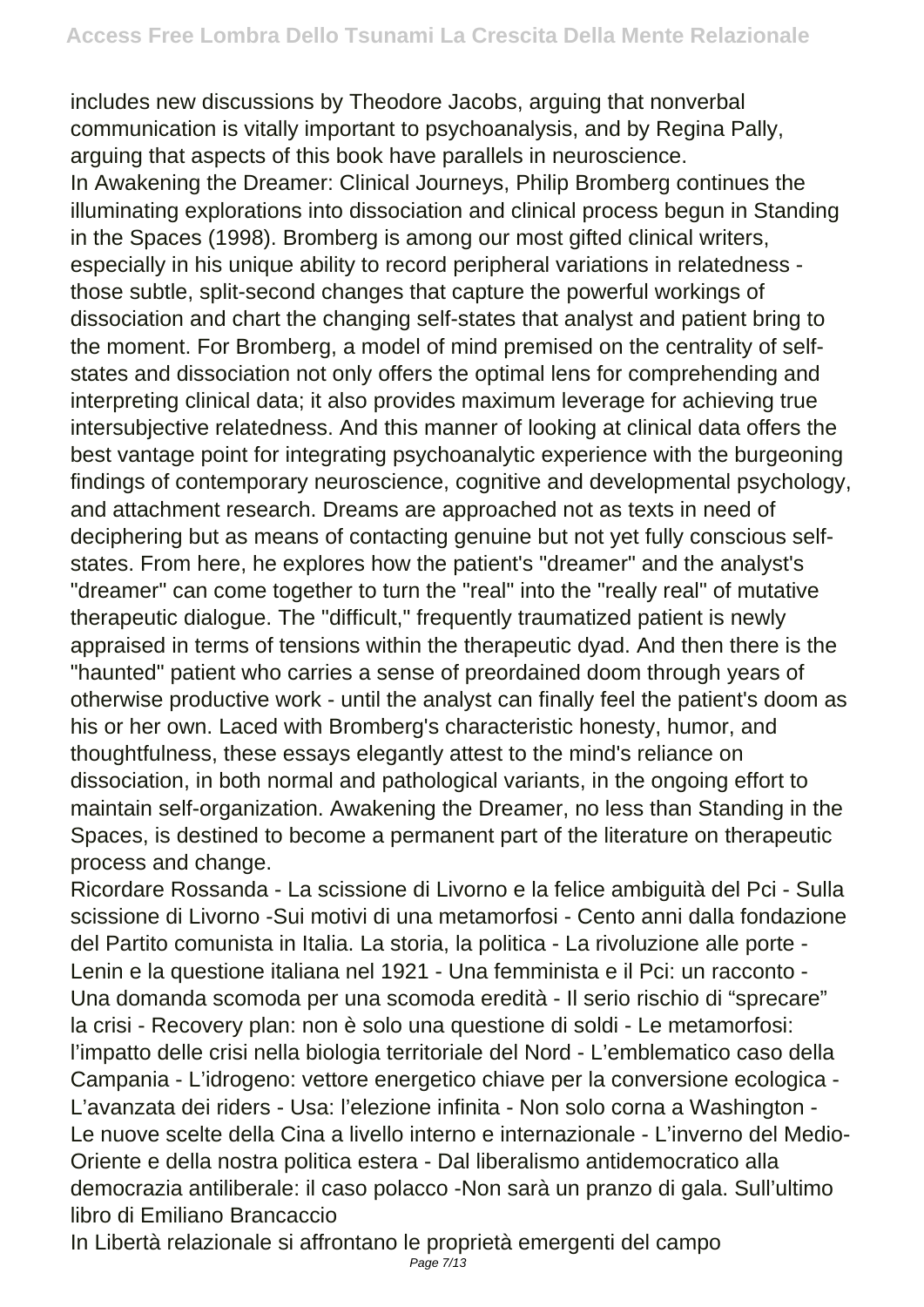includes new discussions by Theodore Jacobs, arguing that nonverbal communication is vitally important to psychoanalysis, and by Regina Pally, arguing that aspects of this book have parallels in neuroscience.

In Awakening the Dreamer: Clinical Journeys, Philip Bromberg continues the illuminating explorations into dissociation and clinical process begun in Standing in the Spaces (1998). Bromberg is among our most gifted clinical writers, especially in his unique ability to record peripheral variations in relatedness - those subtle, split-second changes that capture the powerful workings of dissociation and chart the changing self-states that analyst and patient bring to the moment. For Bromberg, a model of mind premised on the centrality of self-states and dissociation not only offers the optimal lens for comprehending and interpreting clinical data; it also provides maximum leverage for achieving true intersubjective relatedness. And this manner of looking at clinical data offers the best vantage point for integrating psychoanalytic experience with the burgeoning findings of contemporary neuroscience, cognitive and developmental psychology, and attachment research. Dreams are approached not as texts in need of deciphering but as means of contacting genuine but not yet fully conscious self-states. From here, he explores how the patient's "dreamer" and the analyst's "dreamer" can come together to turn the "real" into the "really real" of mutative therapeutic dialogue. The "difficult," frequently traumatized patient is newly appraised in terms of tensions within the therapeutic dyad. And then there is the "haunted" patient who carries a sense of preordained doom through years of otherwise productive work - until the analyst can finally feel the patient's doom as his or her own. Laced with Bromberg's characteristic honesty, humor, and thoughtfulness, these essays elegantly attest to the mind's reliance on dissociation, in both normal and pathological variants, in the ongoing effort to maintain self-organization. Awakening the Dreamer, no less than Standing in the Spaces, is destined to become a permanent part of the literature on therapeutic process and change.

Ricordare Rossanda - La scissione di Livorno e la felice ambiguità del Pci - Sulla scissione di Livorno -Sui motivi di una metamorfosi - Cento anni dalla fondazione del Partito comunista in Italia. La storia, la politica - La rivoluzione alle porte - Lenin e la questione italiana nel 1921 - Una femminista e il Pci: un racconto - Una domanda scomoda per una scomoda eredità - Il serio rischio di "sprecare" la crisi - Recovery plan: non è solo una questione di soldi - Le metamorfosi: l'impatto delle crisi nella biologia territoriale del Nord - L'emblematico caso della Campania - L'idrogeno: vettore energetico chiave per la conversione ecologica - L'avanzata dei riders - Usa: l'elezione infinita - Non solo corna a Washington - Le nuove scelte della Cina a livello interno e internazionale - L'inverno del Medio-Oriente e della nostra politica estera - Dal liberalismo antidemocratico alla democrazia antiliberale: il caso polacco -Non sarà un pranzo di gala. Sull'ultimo libro di Emiliano Brancaccio

In Libertà relazionale si affrontano le proprietà emergenti del campo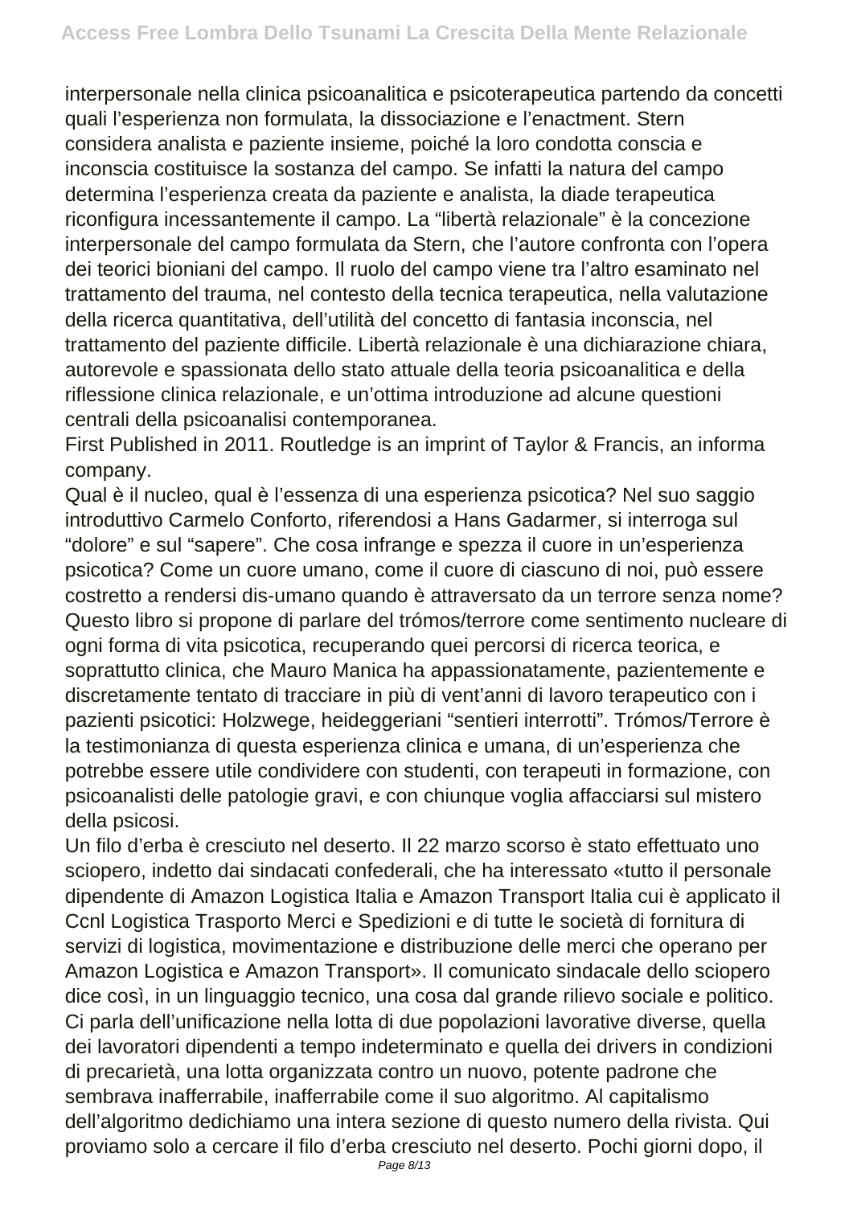interpersonale nella clinica psicoanalitica e psicoterapeutica partendo da concetti quali l'esperienza non formulata, la dissociazione e l'enactment. Stern considera analista e paziente insieme, poiché la loro condotta conscia e inconscia costituisce la sostanza del campo. Se infatti la natura del campo determina l'esperienza creata da paziente e analista, la diade terapeutica riconfigura incessantemente il campo. La "libertà relazionale" è la concezione interpersonale del campo formulata da Stern, che l'autore confronta con l'opera dei teorici bioniani del campo. Il ruolo del campo viene tra l'altro esaminato nel trattamento del trauma, nel contesto della tecnica terapeutica, nella valutazione della ricerca quantitativa, dell'utilità del concetto di fantasia inconscia, nel trattamento del paziente difficile. Libertà relazionale è una dichiarazione chiara, autorevole e spassionata dello stato attuale della teoria psicoanalitica e della riflessione clinica relazionale, e un'ottima introduzione ad alcune questioni centrali della psicoanalisi contemporanea.

First Published in 2011. Routledge is an imprint of Taylor & Francis, an informa company.

Qual è il nucleo, qual è l'essenza di una esperienza psicotica? Nel suo saggio introduttivo Carmelo Conforto, riferendosi a Hans Gadarmer, si interroga sul "dolore" e sul "sapere". Che cosa infrange e spezza il cuore in un'esperienza psicotica? Come un cuore umano, come il cuore di ciascuno di noi, può essere costretto a rendersi dis-umano quando è attraversato da un terrore senza nome? Questo libro si propone di parlare del trómos/terrore come sentimento nucleare di ogni forma di vita psicotica, recuperando quei percorsi di ricerca teorica, e soprattutto clinica, che Mauro Manica ha appassionatamente, pazientemente e discretamente tentato di tracciare in più di vent'anni di lavoro terapeutico con i pazienti psicotici: Holzwege, heideggeriani "sentieri interrotti". Trómos/Terrore è la testimonianza di questa esperienza clinica e umana, di un'esperienza che potrebbe essere utile condividere con studenti, con terapeuti in formazione, con psicoanalisti delle patologie gravi, e con chiunque voglia affacciarsi sul mistero della psicosi.

Un filo d'erba è cresciuto nel deserto. Il 22 marzo scorso è stato effettuato uno sciopero, indetto dai sindacati confederali, che ha interessato «tutto il personale dipendente di Amazon Logistica Italia e Amazon Transport Italia cui è applicato il Ccnl Logistica Trasporto Merci e Spedizioni e di tutte le società di fornitura di servizi di logistica, movimentazione e distribuzione delle merci che operano per Amazon Logistica e Amazon Transport». Il comunicato sindacale dello sciopero dice così, in un linguaggio tecnico, una cosa dal grande rilievo sociale e politico. Ci parla dell'unificazione nella lotta di due popolazioni lavorative diverse, quella dei lavoratori dipendenti a tempo indeterminato e quella dei drivers in condizioni di precarietà, una lotta organizzata contro un nuovo, potente padrone che sembrava inafferrabile, inafferrabile come il suo algoritmo. Al capitalismo dell'algoritmo dedichiamo una intera sezione di questo numero della rivista. Qui proviamo solo a cercare il filo d'erba cresciuto nel deserto. Pochi giorni dopo, il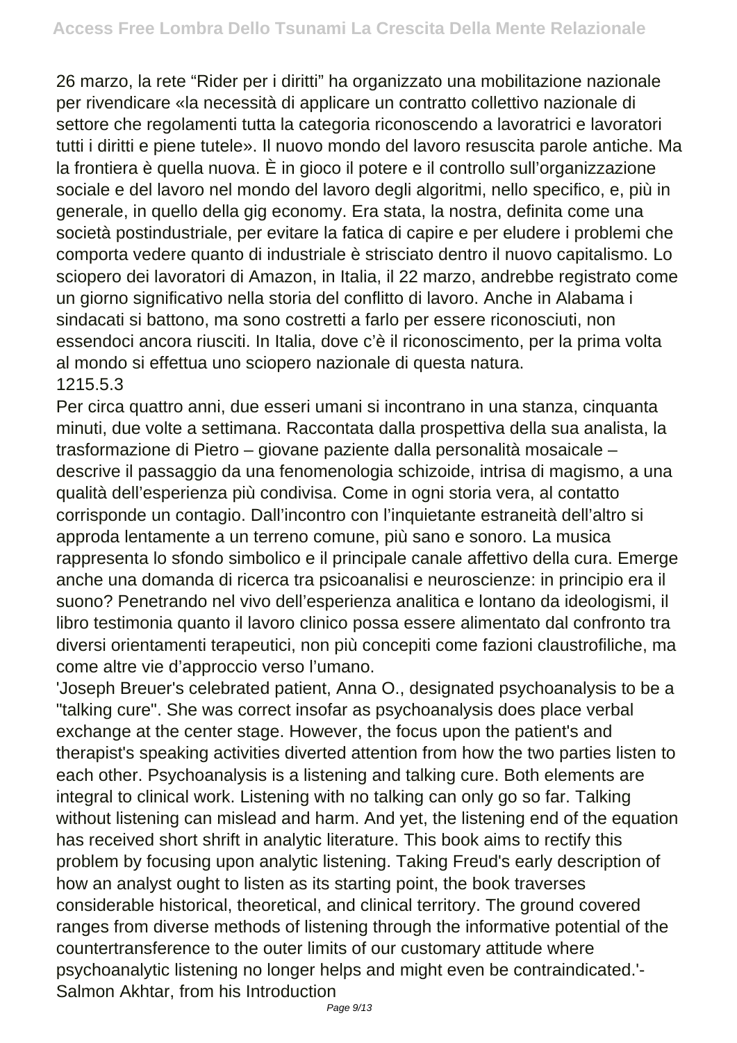26 marzo, la rete "Rider per i diritti" ha organizzato una mobilitazione nazionale per rivendicare «la necessità di applicare un contratto collettivo nazionale di settore che regolamenti tutta la categoria riconoscendo a lavoratrici e lavoratori tutti i diritti e piene tutele». Il nuovo mondo del lavoro resuscita parole antiche. Ma la frontiera è quella nuova. È in gioco il potere e il controllo sull'organizzazione sociale e del lavoro nel mondo del lavoro degli algoritmi, nello specifico, e, più in generale, in quello della gig economy. Era stata, la nostra, definita come una società postindustriale, per evitare la fatica di capire e per eludere i problemi che comporta vedere quanto di industriale è strisciato dentro il nuovo capitalismo. Lo sciopero dei lavoratori di Amazon, in Italia, il 22 marzo, andrebbe registrato come un giorno significativo nella storia del conflitto di lavoro. Anche in Alabama i sindacati si battono, ma sono costretti a farlo per essere riconosciuti, non essendoci ancora riusciti. In Italia, dove c'è il riconoscimento, per la prima volta al mondo si effettua uno sciopero nazionale di questa natura.

1215.5.3

Per circa quattro anni, due esseri umani si incontrano in una stanza, cinquanta minuti, due volte a settimana. Raccontata dalla prospettiva della sua analista, la trasformazione di Pietro – giovane paziente dalla personalità mosaicale – descrive il passaggio da una fenomenologia schizoide, intrisa di magismo, a una qualità dell'esperienza più condivisa. Come in ogni storia vera, al contatto corrisponde un contagio. Dall'incontro con l'inquietante estraneità dell'altro si approda lentamente a un terreno comune, più sano e sonoro. La musica rappresenta lo sfondo simbolico e il principale canale affettivo della cura. Emerge anche una domanda di ricerca tra psicoanalisi e neuroscienze: in principio era il suono? Penetrando nel vivo dell'esperienza analitica e lontano da ideologismi, il libro testimonia quanto il lavoro clinico possa essere alimentato dal confronto tra diversi orientamenti terapeutici, non più concepiti come fazioni claustrofiliche, ma come altre vie d'approccio verso l'umano.

'Joseph Breuer's celebrated patient, Anna O., designated psychoanalysis to be a "talking cure". She was correct insofar as psychoanalysis does place verbal exchange at the center stage. However, the focus upon the patient's and therapist's speaking activities diverted attention from how the two parties listen to each other. Psychoanalysis is a listening and talking cure. Both elements are integral to clinical work. Listening with no talking can only go so far. Talking without listening can mislead and harm. And yet, the listening end of the equation has received short shrift in analytic literature. This book aims to rectify this problem by focusing upon analytic listening. Taking Freud's early description of how an analyst ought to listen as its starting point, the book traverses considerable historical, theoretical, and clinical territory. The ground covered ranges from diverse methods of listening through the informative potential of the countertransference to the outer limits of our customary attitude where psychoanalytic listening no longer helps and might even be contraindicated.'- Salmon Akhtar, from his Introduction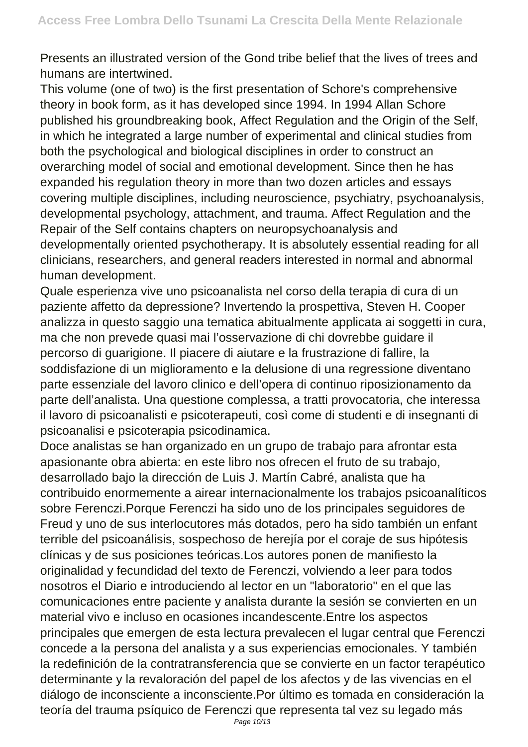Presents an illustrated version of the Gond tribe belief that the lives of trees and humans are intertwined.

This volume (one of two) is the first presentation of Schore's comprehensive theory in book form, as it has developed since 1994. In 1994 Allan Schore published his groundbreaking book, Affect Regulation and the Origin of the Self, in which he integrated a large number of experimental and clinical studies from both the psychological and biological disciplines in order to construct an overarching model of social and emotional development. Since then he has expanded his regulation theory in more than two dozen articles and essays covering multiple disciplines, including neuroscience, psychiatry, psychoanalysis, developmental psychology, attachment, and trauma. Affect Regulation and the Repair of the Self contains chapters on neuropsychoanalysis and developmentally oriented psychotherapy. It is absolutely essential reading for all clinicians, researchers, and general readers interested in normal and abnormal human development.

Quale esperienza vive uno psicoanalista nel corso della terapia di cura di un paziente affetto da depressione? Invertendo la prospettiva, Steven H. Cooper analizza in questo saggio una tematica abitualmente applicata ai soggetti in cura, ma che non prevede quasi mai l'osservazione di chi dovrebbe guidare il percorso di guarigione. Il piacere di aiutare e la frustrazione di fallire, la soddisfazione di un miglioramento e la delusione di una regressione diventano parte essenziale del lavoro clinico e dell'opera di continuo riposizionamento da parte dell'analista. Una questione complessa, a tratti provocatoria, che interessa il lavoro di psicoanalisti e psicoterapeuti, così come di studenti e di insegnanti di psicoanalisi e psicoterapia psicodinamica.

Doce analistas se han organizado en un grupo de trabajo para afrontar esta apasionante obra abierta: en este libro nos ofrecen el fruto de su trabajo, desarrollado bajo la dirección de Luis J. Martín Cabré, analista que ha contribuido enormemente a airear internacionalmente los trabajos psicoanalíticos sobre Ferenczi.Porque Ferenczi ha sido uno de los principales seguidores de Freud y uno de sus interlocutores más dotados, pero ha sido también un enfant terrible del psicoanálisis, sospechoso de herejía por el coraje de sus hipótesis clínicas y de sus posiciones teóricas.Los autores ponen de manifiesto la originalidad y fecundidad del texto de Ferenczi, volviendo a leer para todos nosotros el Diario e introduciendo al lector en un "laboratorio" en el que las comunicaciones entre paciente y analista durante la sesión se convierten en un material vivo e incluso en ocasiones incandescente.Entre los aspectos principales que emergen de esta lectura prevalecen el lugar central que Ferenczi concede a la persona del analista y a sus experiencias emocionales. Y también la redefinición de la contratransferencia que se convierte en un factor terapéutico determinante y la revaloración del papel de los afectos y de las vivencias en el diálogo de inconsciente a inconsciente.Por último es tomada en consideración la teoría del trauma psíquico de Ferenczi que representa tal vez su legado más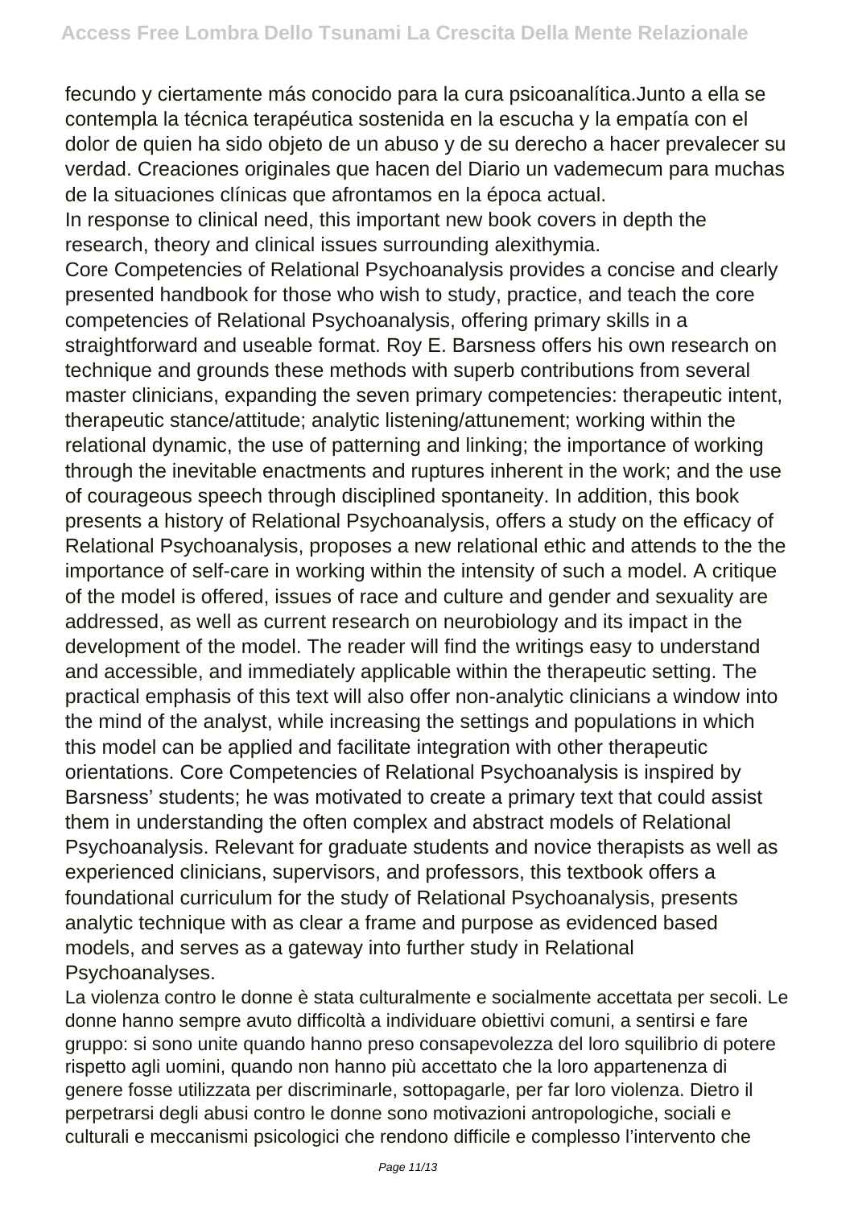fecundo y ciertamente más conocido para la cura psicoanalítica.Junto a ella se contempla la técnica terapéutica sostenida en la escucha y la empatía con el dolor de quien ha sido objeto de un abuso y de su derecho a hacer prevalecer su verdad. Creaciones originales que hacen del Diario un vademecum para muchas de la situaciones clínicas que afrontamos en la época actual.

In response to clinical need, this important new book covers in depth the research, theory and clinical issues surrounding alexithymia.

Core Competencies of Relational Psychoanalysis provides a concise and clearly presented handbook for those who wish to study, practice, and teach the core competencies of Relational Psychoanalysis, offering primary skills in a straightforward and useable format. Roy E. Barsness offers his own research on technique and grounds these methods with superb contributions from several master clinicians, expanding the seven primary competencies: therapeutic intent, therapeutic stance/attitude; analytic listening/attunement; working within the relational dynamic, the use of patterning and linking; the importance of working through the inevitable enactments and ruptures inherent in the work; and the use of courageous speech through disciplined spontaneity. In addition, this book presents a history of Relational Psychoanalysis, offers a study on the efficacy of Relational Psychoanalysis, proposes a new relational ethic and attends to the the importance of self-care in working within the intensity of such a model. A critique of the model is offered, issues of race and culture and gender and sexuality are addressed, as well as current research on neurobiology and its impact in the development of the model. The reader will find the writings easy to understand and accessible, and immediately applicable within the therapeutic setting. The practical emphasis of this text will also offer non-analytic clinicians a window into the mind of the analyst, while increasing the settings and populations in which this model can be applied and facilitate integration with other therapeutic orientations. Core Competencies of Relational Psychoanalysis is inspired by Barsness' students; he was motivated to create a primary text that could assist them in understanding the often complex and abstract models of Relational Psychoanalysis. Relevant for graduate students and novice therapists as well as experienced clinicians, supervisors, and professors, this textbook offers a foundational curriculum for the study of Relational Psychoanalysis, presents analytic technique with as clear a frame and purpose as evidenced based models, and serves as a gateway into further study in Relational Psychoanalyses.

La violenza contro le donne è stata culturalmente e socialmente accettata per secoli. Le donne hanno sempre avuto difficoltà a individuare obiettivi comuni, a sentirsi e fare gruppo: si sono unite quando hanno preso consapevolezza del loro squilibrio di potere rispetto agli uomini, quando non hanno più accettato che la loro appartenenza di genere fosse utilizzata per discriminarle, sottopagarle, per far loro violenza. Dietro il perpetrarsi degli abusi contro le donne sono motivazioni antropologiche, sociali e culturali e meccanismi psicologici che rendono difficile e complesso l'intervento che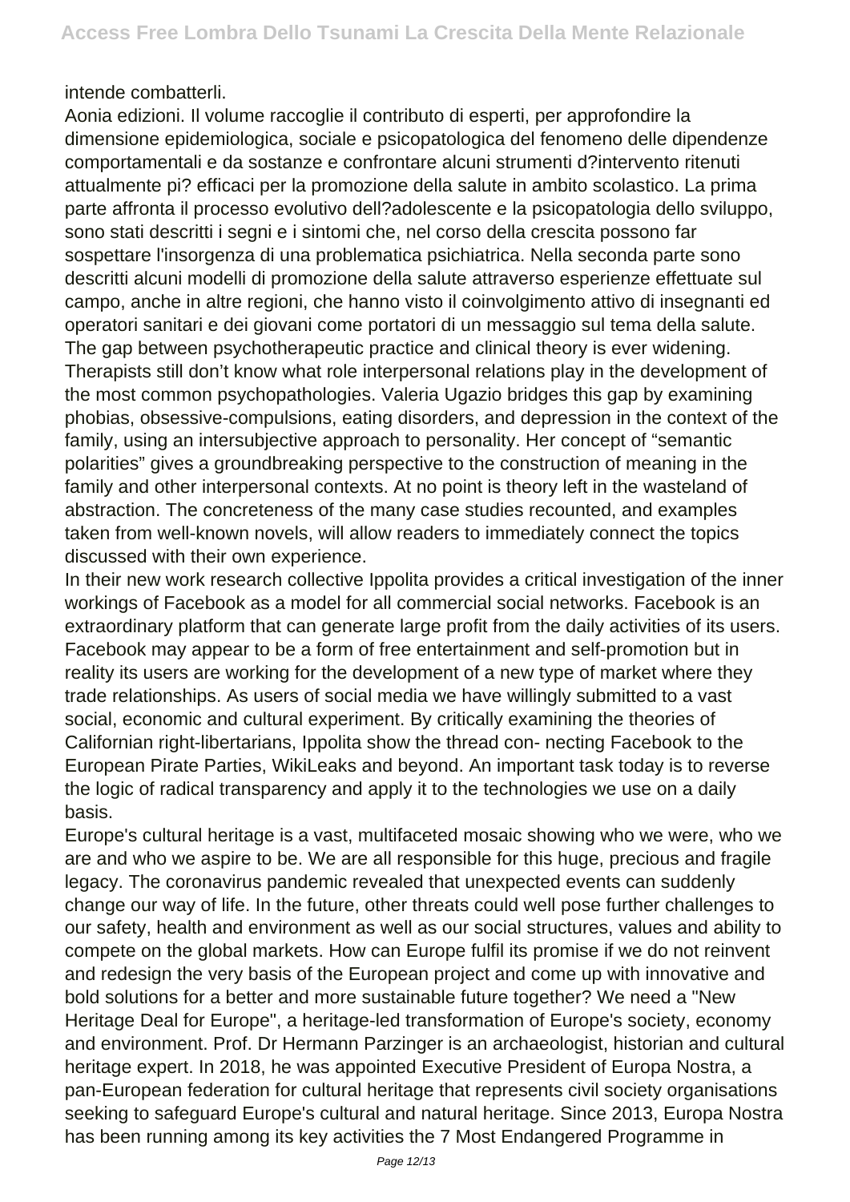intende combatterli.

Aonia edizioni. Il volume raccoglie il contributo di esperti, per approfondire la dimensione epidemiologica, sociale e psicopatologica del fenomeno delle dipendenze comportamentali e da sostanze e confrontare alcuni strumenti d?intervento ritenuti attualmente pi? efficaci per la promozione della salute in ambito scolastico. La prima parte affronta il processo evolutivo dell?adolescente e la psicopatologia dello sviluppo, sono stati descritti i segni e i sintomi che, nel corso della crescita possono far sospettare l'insorgenza di una problematica psichiatrica. Nella seconda parte sono descritti alcuni modelli di promozione della salute attraverso esperienze effettuate sul campo, anche in altre regioni, che hanno visto il coinvolgimento attivo di insegnanti ed operatori sanitari e dei giovani come portatori di un messaggio sul tema della salute.

The gap between psychotherapeutic practice and clinical theory is ever widening. Therapists still don't know what role interpersonal relations play in the development of the most common psychopathologies. Valeria Ugazio bridges this gap by examining phobias, obsessive-compulsions, eating disorders, and depression in the context of the family, using an intersubjective approach to personality. Her concept of "semantic polarities" gives a groundbreaking perspective to the construction of meaning in the family and other interpersonal contexts. At no point is theory left in the wasteland of abstraction. The concreteness of the many case studies recounted, and examples taken from well-known novels, will allow readers to immediately connect the topics discussed with their own experience.

In their new work research collective Ippolita provides a critical investigation of the inner workings of Facebook as a model for all commercial social networks. Facebook is an extraordinary platform that can generate large profit from the daily activities of its users. Facebook may appear to be a form of free entertainment and self-promotion but in reality its users are working for the development of a new type of market where they trade relationships. As users of social media we have willingly submitted to a vast social, economic and cultural experiment. By critically examining the theories of Californian right-libertarians, Ippolita show the thread con- necting Facebook to the European Pirate Parties, WikiLeaks and beyond. An important task today is to reverse the logic of radical transparency and apply it to the technologies we use on a daily basis.

Europe's cultural heritage is a vast, multifaceted mosaic showing who we were, who we are and who we aspire to be. We are all responsible for this huge, precious and fragile legacy. The coronavirus pandemic revealed that unexpected events can suddenly change our way of life. In the future, other threats could well pose further challenges to our safety, health and environment as well as our social structures, values and ability to compete on the global markets. How can Europe fulfil its promise if we do not reinvent and redesign the very basis of the European project and come up with innovative and bold solutions for a better and more sustainable future together? We need a "New Heritage Deal for Europe", a heritage-led transformation of Europe's society, economy and environment. Prof. Dr Hermann Parzinger is an archaeologist, historian and cultural heritage expert. In 2018, he was appointed Executive President of Europa Nostra, a pan-European federation for cultural heritage that represents civil society organisations seeking to safeguard Europe's cultural and natural heritage. Since 2013, Europa Nostra has been running among its key activities the 7 Most Endangered Programme in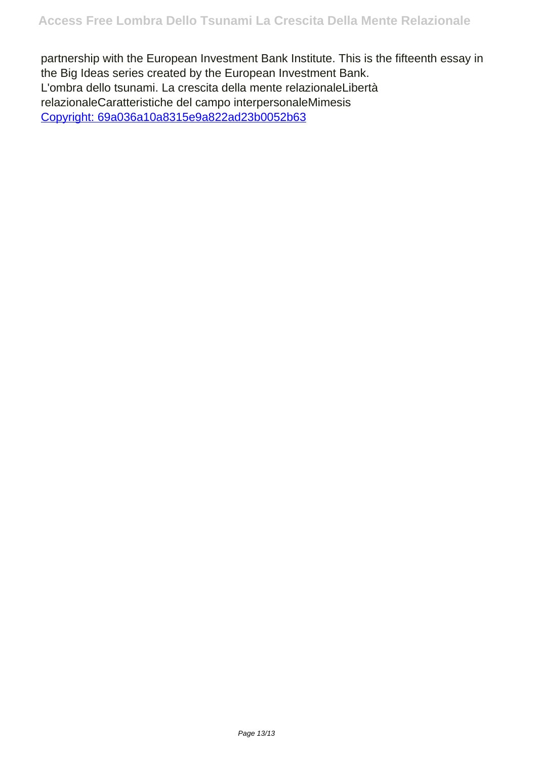partnership with the European Investment Bank Institute. This is the fifteenth essay in the Big Ideas series created by the European Investment Bank.
L'ombra dello tsunami. La crescita della mente relazionaleLibertà relazionaleCaratteristiche del campo interpersonaleMimesis
Copyright: 69a036a10a8315e9a822ad23b0052b63